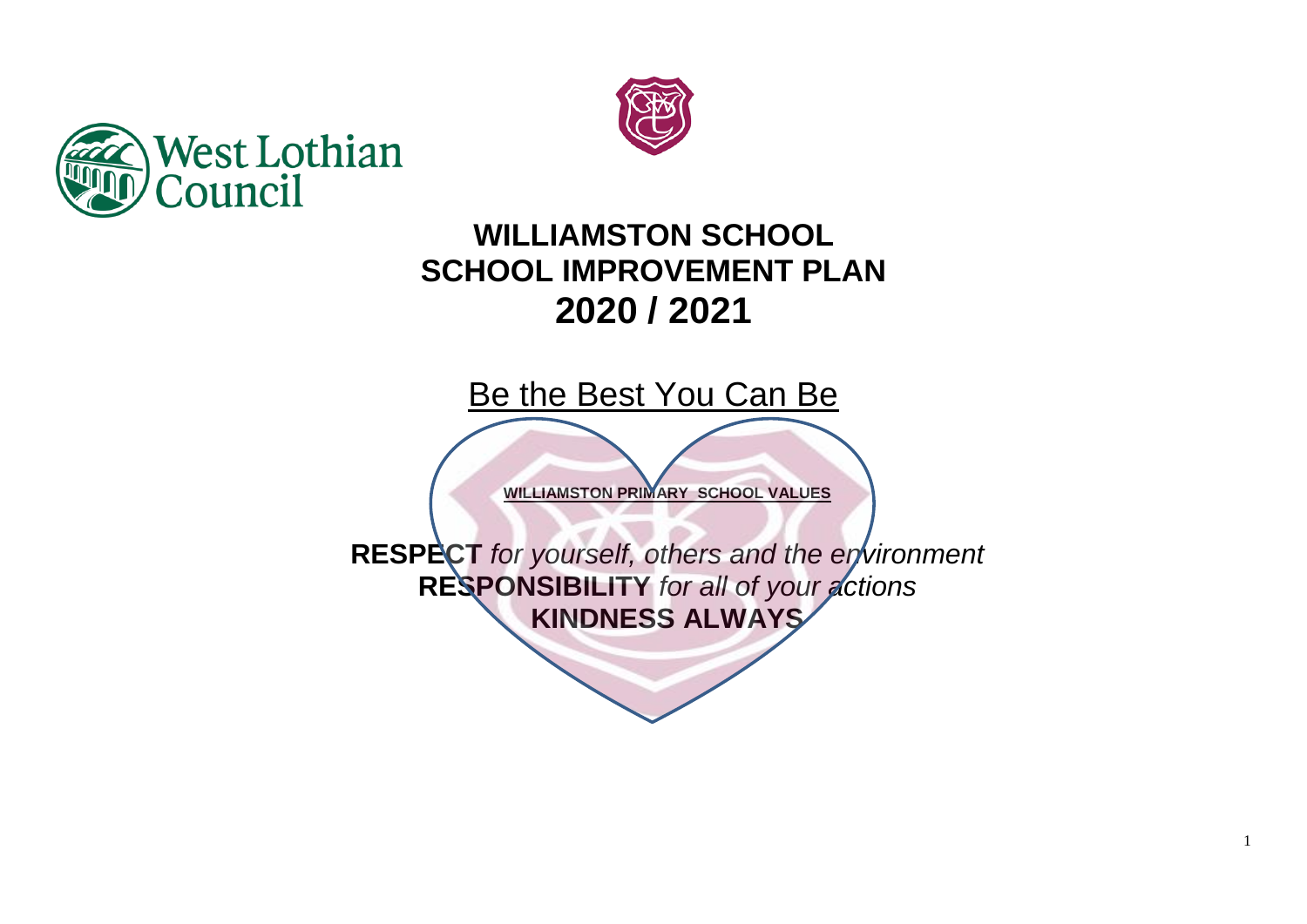West Lothian Council

# WILLIAMSTON SCHOOL
# SCHOOL IMPROVEMENT PLAN
# 2020 / 2021

## Be the Best You Can Be

**WILLIAMSTON PRIMARY SCHOOL VALUES**

**RESPECT** *for yourself, others and the environment*
**RESPONSIBILITY** *for all of your actions*
**KINDNESS ALWAYS**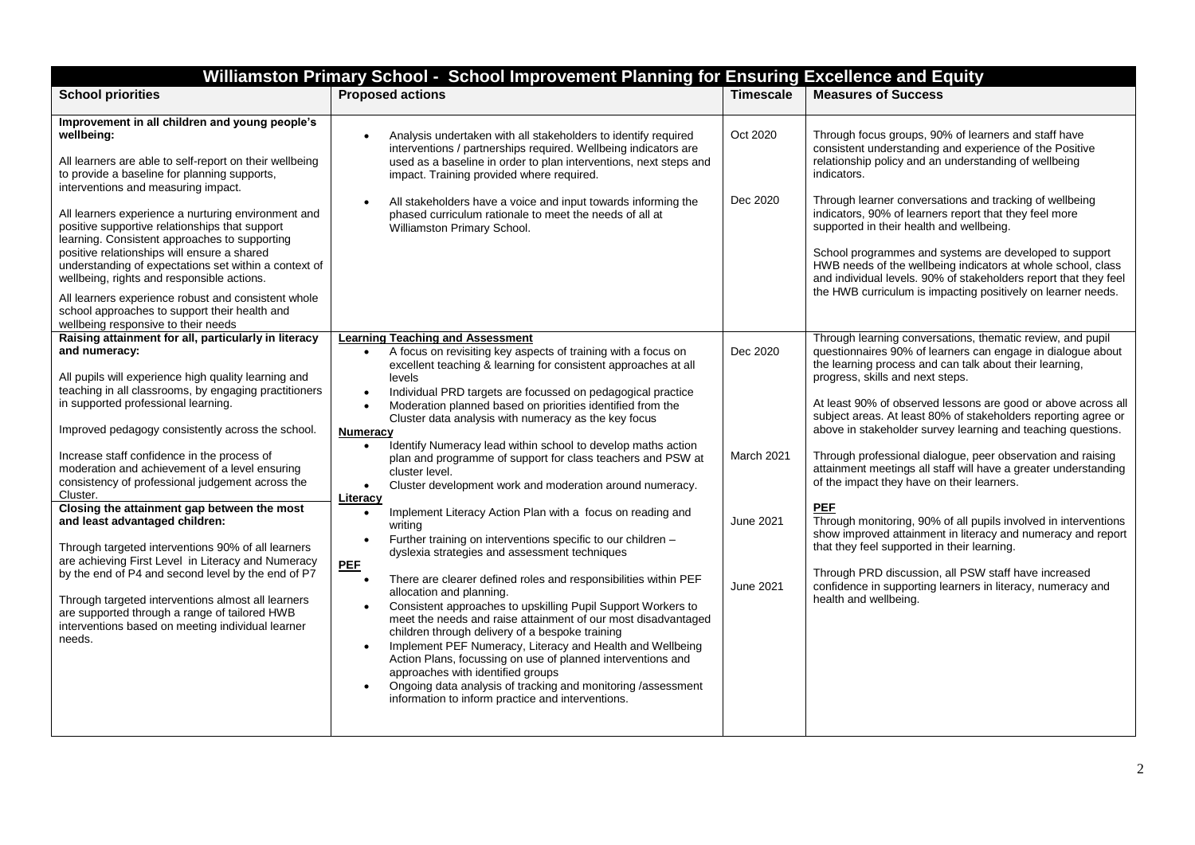| Williamston Primary School - School Improvement Planning for Ensuring Excellence and Equity | | | |
|---|---|---|---|
| **School priorities** | **Proposed actions** | **Timescale** | **Measures of Success** |
| **Improvement in all children and young people's wellbeing:**<br><br>All learners are able to self-report on their wellbeing to provide a baseline for planning supports, interventions and measuring impact.<br><br>All learners experience a nurturing environment and positive supportive relationships that support learning. Consistent approaches to supporting positive relationships will ensure a shared understanding of expectations set within a context of wellbeing, rights and responsible actions.<br><br>All learners experience robust and consistent whole school approaches to support their health and wellbeing responsive to their needs | • Analysis undertaken with all stakeholders to identify required interventions / partnerships required. Wellbeing indicators are used as a baseline in order to plan interventions, next steps and impact. Training provided where required.<br><br>• All stakeholders have a voice and input towards informing the phased curriculum rationale to meet the needs of all at Williamston Primary School. | Oct 2020<br><br>Dec 2020 | Through focus groups, 90% of learners and staff have consistent understanding and experience of the Positive relationship policy and an understanding of wellbeing indicators.<br><br>Through learner conversations and tracking of wellbeing indicators, 90% of learners report that they feel more supported in their health and wellbeing.<br><br>School programmes and systems are developed to support HWB needs of the wellbeing indicators at whole school, class and individual levels. 90% of stakeholders report that they feel the HWB curriculum is impacting positively on learner needs. |
| **Raising attainment for all, particularly in literacy and numeracy:**<br><br>All pupils will experience high quality learning and teaching in all classrooms, by engaging practitioners in supported professional learning.<br><br>Improved pedagogy consistently across the school.<br><br>Increase staff confidence in the process of moderation and achievement of a level ensuring consistency of professional judgement across the Cluster.<br><br>**Closing the attainment gap between the most and least advantaged children:**<br><br>Through targeted interventions 90% of all learners are achieving First Level in Literacy and Numeracy by the end of P4 and second level by the end of P7<br><br>Through targeted interventions almost all learners are supported through a range of tailored HWB interventions based on meeting individual learner needs. | **Learning Teaching and Assessment**<br>• A focus on revisiting key aspects of training with a focus on excellent teaching & learning for consistent approaches at all levels<br>• Individual PRD targets are focussed on pedagogical practice<br>• Moderation planned based on priorities identified from the Cluster data analysis with numeracy as the key focus<br>**Numeracy**<br>• Identify Numeracy lead within school to develop maths action plan and programme of support for class teachers and PSW at cluster level.<br>• Cluster development work and moderation around numeracy.<br>**Literacy**<br>• Implement Literacy Action Plan with a focus on reading and writing<br>• Further training on interventions specific to our children – dyslexia strategies and assessment techniques<br>**PEF**<br>• There are clearer defined roles and responsibilities within PEF allocation and planning.<br>• Consistent approaches to upskilling Pupil Support Workers to meet the needs and raise attainment of our most disadvantaged children through delivery of a bespoke training<br>• Implement PEF Numeracy, Literacy and Health and Wellbeing Action Plans, focussing on use of planned interventions and approaches with identified groups<br>• Ongoing data analysis of tracking and monitoring /assessment information to inform practice and interventions. | Dec 2020<br><br>March 2021<br><br>June 2021<br><br>June 2021 | Through learning conversations, thematic review, and pupil questionnaires 90% of learners can engage in dialogue about the learning process and can talk about their learning, progress, skills and next steps.<br><br>At least 90% of observed lessons are good or above across all subject areas. At least 80% of stakeholders reporting agree or above in stakeholder survey learning and teaching questions.<br><br>Through professional dialogue, peer observation and raising attainment meetings all staff will have a greater understanding of the impact they have on their learners.<br><br>**PEF**<br>Through monitoring, 90% of all pupils involved in interventions show improved attainment in literacy and numeracy and report that they feel supported in their learning.<br><br>Through PRD discussion, all PSW staff have increased confidence in supporting learners in literacy, numeracy and health and wellbeing. |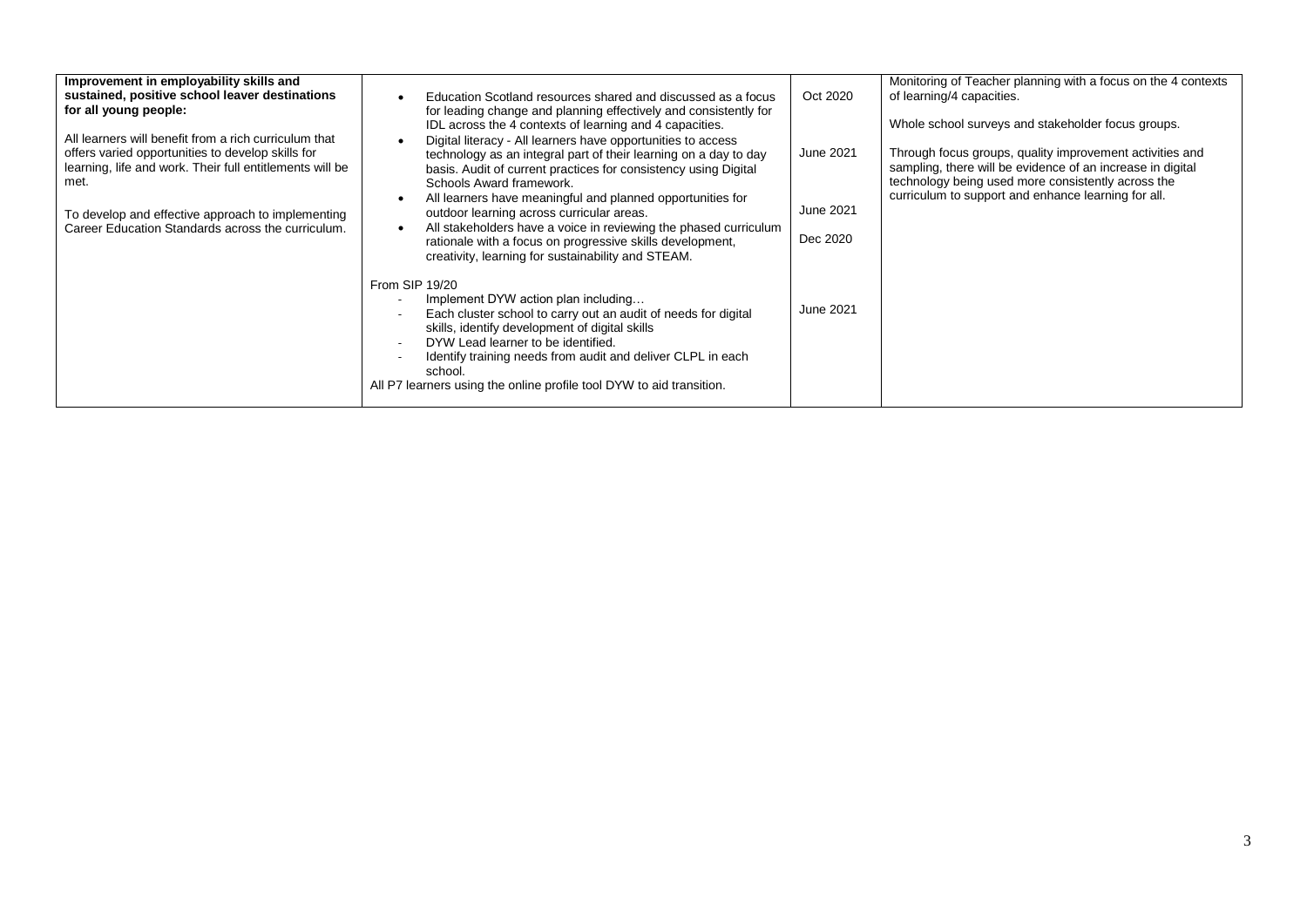| | | | |
|---|---|---|---|
| **Improvement in employability skills and sustained, positive school leaver destinations for all young people:**<br><br>All learners will benefit from a rich curriculum that offers varied opportunities to develop skills for learning, life and work. Their full entitlements will be met.<br><br>To develop and effective approach to implementing Career Education Standards across the curriculum. | • Education Scotland resources shared and discussed as a focus for leading change and planning effectively and consistently for IDL across the 4 contexts of learning and 4 capacities.<br>• Digital literacy - All learners have opportunities to access technology as an integral part of their learning on a day to day basis. Audit of current practices for consistency using Digital Schools Award framework.<br>• All learners have meaningful and planned opportunities for outdoor learning across curricular areas.<br>• All stakeholders have a voice in reviewing the phased curriculum rationale with a focus on progressive skills development, creativity, learning for sustainability and STEAM.<br><br>From SIP 19/20<br>- Implement DYW action plan including…<br>- Each cluster school to carry out an audit of needs for digital skills, identify development of digital skills<br>- DYW Lead learner to be identified.<br>- Identify training needs from audit and deliver CLPL in each school.<br>All P7 learners using the online profile tool DYW to aid transition. | Oct 2020<br><br>June 2021<br><br>June 2021<br><br>Dec 2020<br><br>June 2021 | Monitoring of Teacher planning with a focus on the 4 contexts of learning/4 capacities.<br><br>Whole school surveys and stakeholder focus groups.<br><br>Through focus groups, quality improvement activities and sampling, there will be evidence of an increase in digital technology being used more consistently across the curriculum to support and enhance learning for all. |